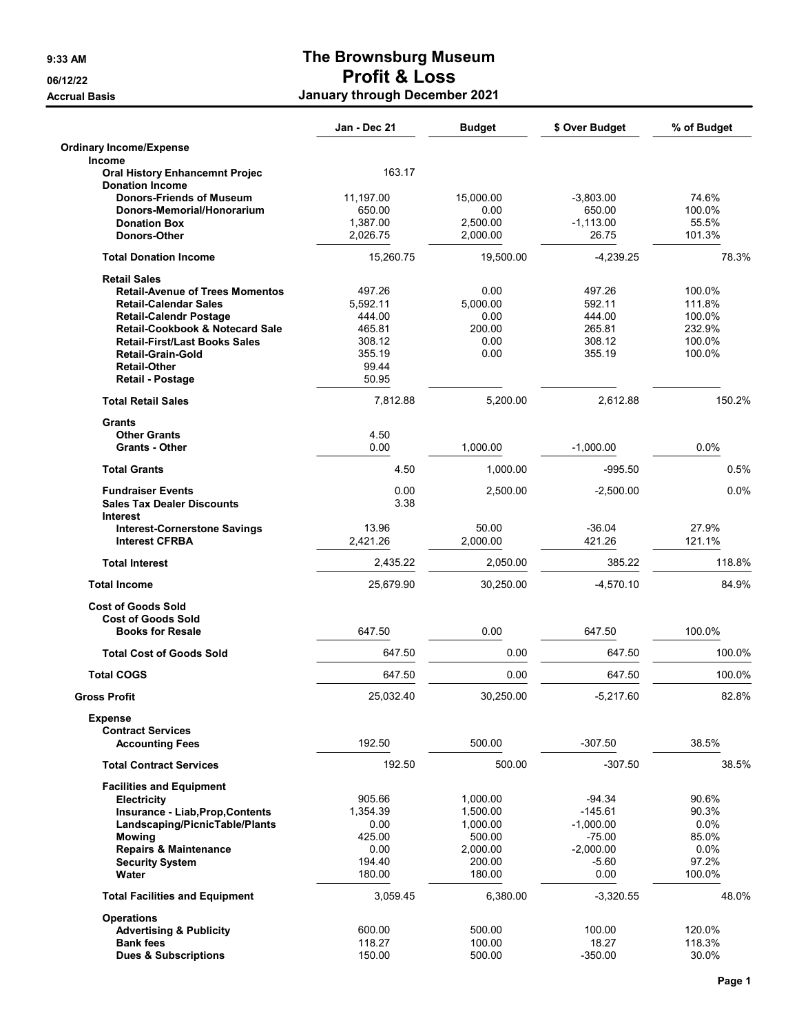# The Brownsburg Museum

## Profit & Loss

**January through December 2021**

9:33 AM
06/12/22
Accrual Basis

| | Jan - Dec 21 | Budget | $ Over Budget | % of Budget |
|---|---|---|---|---|
| **Ordinary Income/Expense** | | | | |
| **Income** | | | | |
| **Oral History Enhancemnt Projec** | 163.17 | | | |
| **Donation Income** | | | | |
| **Donors-Friends of Museum** | 11,197.00 | 15,000.00 | -3,803.00 | 74.6% |
| **Donors-Memorial/Honorarium** | 650.00 | 0.00 | 650.00 | 100.0% |
| **Donation Box** | 1,387.00 | 2,500.00 | -1,113.00 | 55.5% |
| **Donors-Other** | 2,026.75 | 2,000.00 | 26.75 | 101.3% |
| **Total Donation Income** | 15,260.75 | 19,500.00 | -4,239.25 | 78.3% |
| **Retail Sales** | | | | |
| **Retail-Avenue of Trees Momentos** | 497.26 | 0.00 | 497.26 | 100.0% |
| **Retail-Calendar Sales** | 5,592.11 | 5,000.00 | 592.11 | 111.8% |
| **Retail-Calendr Postage** | 444.00 | 0.00 | 444.00 | 100.0% |
| **Retail-Cookbook & Notecard Sale** | 465.81 | 200.00 | 265.81 | 232.9% |
| **Retail-First/Last Books Sales** | 308.12 | 0.00 | 308.12 | 100.0% |
| **Retail-Grain-Gold** | 355.19 | 0.00 | 355.19 | 100.0% |
| **Retail-Other** | 99.44 | | | |
| **Retail - Postage** | 50.95 | | | |
| **Total Retail Sales** | 7,812.88 | 5,200.00 | 2,612.88 | 150.2% |
| **Grants** | | | | |
| **Other Grants** | 4.50 | | | |
| **Grants - Other** | 0.00 | 1,000.00 | -1,000.00 | 0.0% |
| **Total Grants** | 4.50 | 1,000.00 | -995.50 | 0.5% |
| **Fundraiser Events** | 0.00 | 2,500.00 | -2,500.00 | 0.0% |
| **Sales Tax Dealer Discounts** | 3.38 | | | |
| **Interest** | | | | |
| **Interest-Cornerstone Savings** | 13.96 | 50.00 | -36.04 | 27.9% |
| **Interest CFRBA** | 2,421.26 | 2,000.00 | 421.26 | 121.1% |
| **Total Interest** | 2,435.22 | 2,050.00 | 385.22 | 118.8% |
| **Total Income** | 25,679.90 | 30,250.00 | -4,570.10 | 84.9% |
| **Cost of Goods Sold** | | | | |
| **Cost of Goods Sold** | | | | |
| **Books for Resale** | 647.50 | 0.00 | 647.50 | 100.0% |
| **Total Cost of Goods Sold** | 647.50 | 0.00 | 647.50 | 100.0% |
| **Total COGS** | 647.50 | 0.00 | 647.50 | 100.0% |
| **Gross Profit** | 25,032.40 | 30,250.00 | -5,217.60 | 82.8% |
| **Expense** | | | | |
| **Contract Services** | | | | |
| **Accounting Fees** | 192.50 | 500.00 | -307.50 | 38.5% |
| **Total Contract Services** | 192.50 | 500.00 | -307.50 | 38.5% |
| **Facilities and Equipment** | | | | |
| **Electricity** | 905.66 | 1,000.00 | -94.34 | 90.6% |
| **Insurance - Liab,Prop,Contents** | 1,354.39 | 1,500.00 | -145.61 | 90.3% |
| **Landscaping/PicnicTable/Plants** | 0.00 | 1,000.00 | -1,000.00 | 0.0% |
| **Mowing** | 425.00 | 500.00 | -75.00 | 85.0% |
| **Repairs & Maintenance** | 0.00 | 2,000.00 | -2,000.00 | 0.0% |
| **Security System** | 194.40 | 200.00 | -5.60 | 97.2% |
| **Water** | 180.00 | 180.00 | 0.00 | 100.0% |
| **Total Facilities and Equipment** | 3,059.45 | 6,380.00 | -3,320.55 | 48.0% |
| **Operations** | | | | |
| **Advertising & Publicity** | 600.00 | 500.00 | 100.00 | 120.0% |
| **Bank fees** | 118.27 | 100.00 | 18.27 | 118.3% |
| **Dues & Subscriptions** | 150.00 | 500.00 | -350.00 | 30.0% |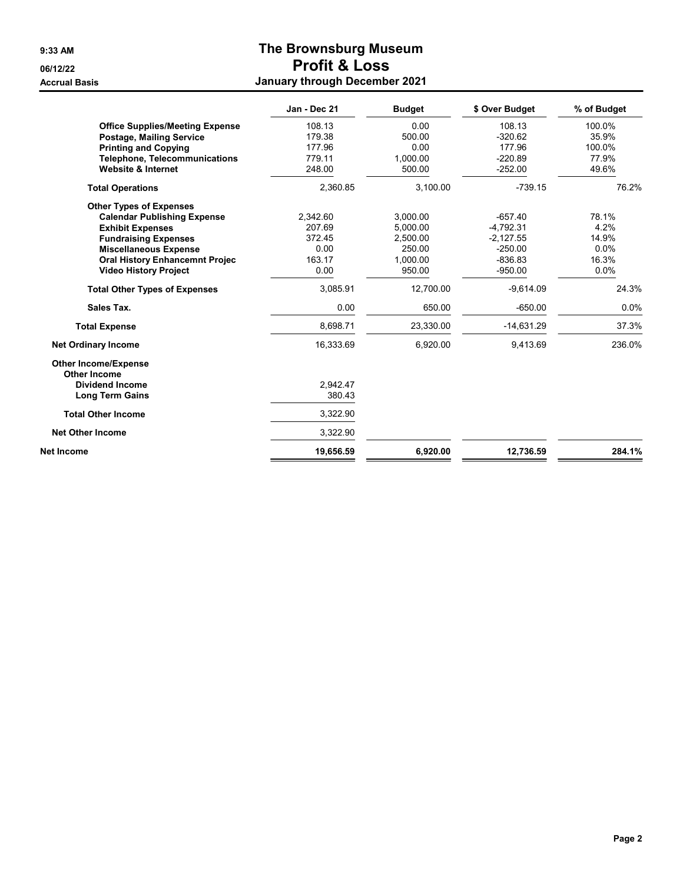# The Brownsburg Museum

## Profit & Loss

### January through December 2021

Accrual Basis

| | Jan - Dec 21 | Budget | $ Over Budget | % of Budget |
|---|---|---|---|---|
| Office Supplies/Meeting Expense | 108.13 | 0.00 | 108.13 | 100.0% |
| Postage, Mailing Service | 179.38 | 500.00 | -320.62 | 35.9% |
| Printing and Copying | 177.96 | 0.00 | 177.96 | 100.0% |
| Telephone, Telecommunications | 779.11 | 1,000.00 | -220.89 | 77.9% |
| Website & Internet | 248.00 | 500.00 | -252.00 | 49.6% |
| **Total Operations** | 2,360.85 | 3,100.00 | -739.15 | 76.2% |
| **Other Types of Expenses** | | | | |
| Calendar Publishing Expense | 2,342.60 | 3,000.00 | -657.40 | 78.1% |
| Exhibit Expenses | 207.69 | 5,000.00 | -4,792.31 | 4.2% |
| Fundraising Expenses | 372.45 | 2,500.00 | -2,127.55 | 14.9% |
| Miscellaneous Expense | 0.00 | 250.00 | -250.00 | 0.0% |
| Oral History Enhancemnt Projec | 163.17 | 1,000.00 | -836.83 | 16.3% |
| Video History Project | 0.00 | 950.00 | -950.00 | 0.0% |
| **Total Other Types of Expenses** | 3,085.91 | 12,700.00 | -9,614.09 | 24.3% |
| **Sales Tax.** | 0.00 | 650.00 | -650.00 | 0.0% |
| **Total Expense** | 8,698.71 | 23,330.00 | -14,631.29 | 37.3% |
| **Net Ordinary Income** | 16,333.69 | 6,920.00 | 9,413.69 | 236.0% |
| **Other Income/Expense** | | | | |
| **Other Income** | | | | |
| Dividend Income | 2,942.47 | | | |
| Long Term Gains | 380.43 | | | |
| **Total Other Income** | 3,322.90 | | | |
| **Net Other Income** | 3,322.90 | | | |
| **Net Income** | **19,656.59** | **6,920.00** | **12,736.59** | **284.1%** |